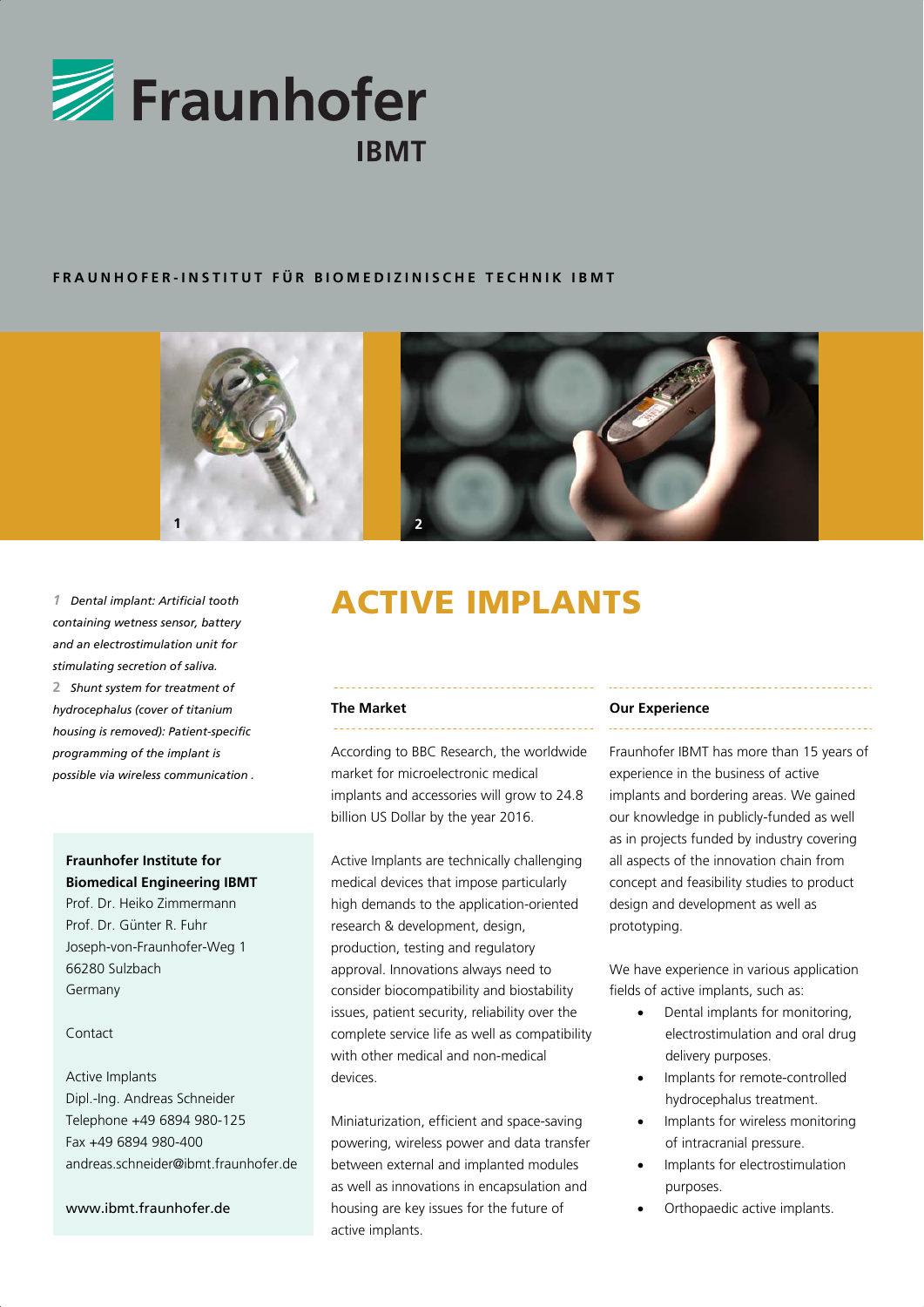Fraunhofer IBMT

FRAUNHOFER-INSTITUT FÜR BIOMEDIZINISCHE TECHNIK IBMT

*1 Dental implant: Artificial tooth containing wetness sensor, battery and an electrostimulation unit for stimulating secretion of saliva.*
*2 Shunt system for treatment of hydrocephalus (cover of titanium housing is removed): Patient-specific programming of the implant is possible via wireless communication .*

**Fraunhofer Institute for Biomedical Engineering IBMT**
Prof. Dr. Heiko Zimmermann
Prof. Dr. Günter R. Fuhr
Joseph-von-Fraunhofer-Weg 1
66280 Sulzbach
Germany

Contact

Active Implants
Dipl.-Ing. Andreas Schneider
Telephone +49 6894 980-125
Fax +49 6894 980-400
andreas.schneider@ibmt.fraunhofer.de

www.ibmt.fraunhofer.de

# ACTIVE IMPLANTS

## The Market

According to BBC Research, the worldwide market for microelectronic medical implants and accessories will grow to 24.8 billion US Dollar by the year 2016.

Active Implants are technically challenging medical devices that impose particularly high demands to the application-oriented research & development, design, production, testing and regulatory approval. Innovations always need to consider biocompatibility and biostability issues, patient security, reliability over the complete service life as well as compatibility with other medical and non-medical devices.

Miniaturization, efficient and space-saving powering, wireless power and data transfer between external and implanted modules as well as innovations in encapsulation and housing are key issues for the future of active implants.

## Our Experience

Fraunhofer IBMT has more than 15 years of experience in the business of active implants and bordering areas. We gained our knowledge in publicly-funded as well as in projects funded by industry covering all aspects of the innovation chain from concept and feasibility studies to product design and development as well as prototyping.

We have experience in various application fields of active implants, such as:

- Dental implants for monitoring, electrostimulation and oral drug delivery purposes.
- Implants for remote-controlled hydrocephalus treatment.
- Implants for wireless monitoring of intracranial pressure.
- Implants for electrostimulation purposes.
- Orthopaedic active implants.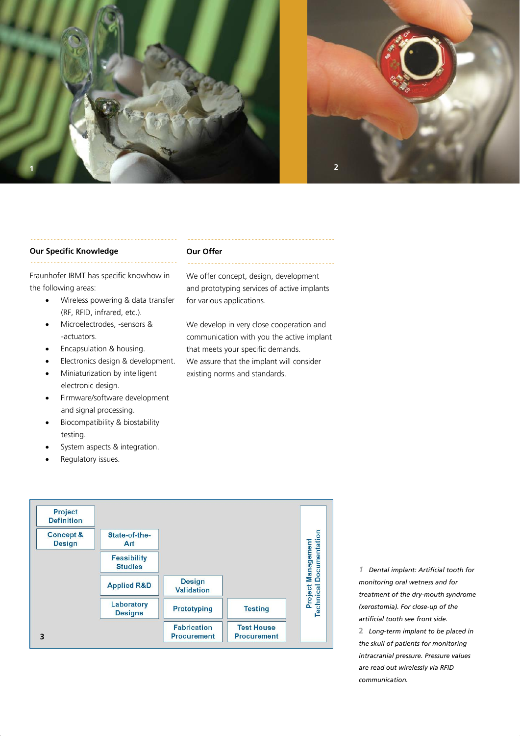## Our Specific Knowledge

Fraunhofer IBMT has specific knowhow in the following areas:

- Wireless powering & data transfer (RF, RFID, infrared, etc.).
- Microelectrodes, -sensors & -actuators.
- Encapsulation & housing.
- Electronics design & development.
- Miniaturization by intelligent electronic design.
- Firmware/software development and signal processing.
- Biocompatibility & biostability testing.
- System aspects & integration.
- Regulatory issues.

## Our Offer

We offer concept, design, development and prototyping services of active implants for various applications.

We develop in very close cooperation and communication with you the active implant that meets your specific demands. We assure that the implant will consider existing norms and standards.

Project Definition
Concept & Design
State-of-the-Art
Feasibility Studies
Applied R&D
Laboratory Designs
Design Validation
Prototyping
Fabrication Procurement
Testing
Test House Procurement
Project Management
Technical Documentation
3

*1 Dental implant: Artificial tooth for monitoring oral wetness and for treatment of the dry-mouth syndrome (xerostomia). For close-up of the artificial tooth see front side.*

*2 Long-term implant to be placed in the skull of patients for monitoring intracranial pressure. Pressure values are read out wirelessly via RFID communication.*